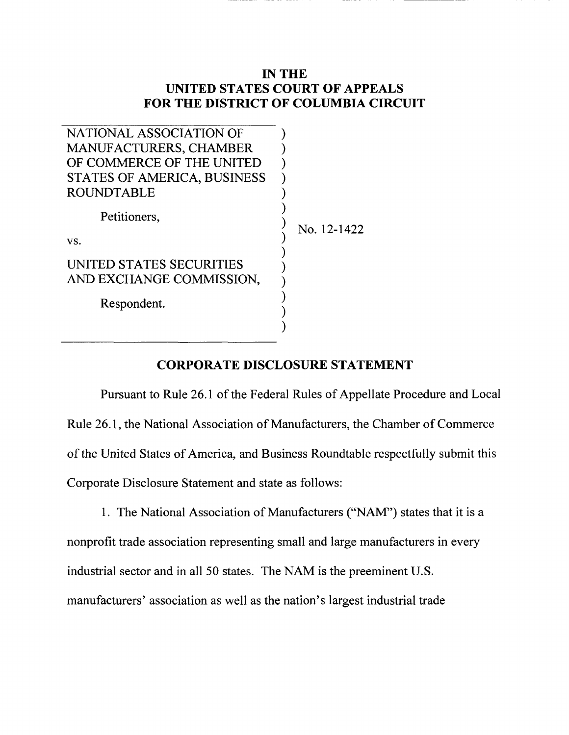# IN THE
# UNITED STATES COURT OF APPEALS
# FOR THE DISTRICT OF COLUMBIA CIRCUIT

NATIONAL ASSOCIATION OF MANUFACTURERS, CHAMBER OF COMMERCE OF THE UNITED STATES OF AMERICA, BUSINESS ROUNDTABLE

Petitioners,

vs.

UNITED STATES SECURITIES AND EXCHANGE COMMISSION,

Respondent.

No. 12-1422

## CORPORATE DISCLOSURE STATEMENT

Pursuant to Rule 26.1 of the Federal Rules of Appellate Procedure and Local Rule 26.1, the National Association of Manufacturers, the Chamber of Commerce of the United States of America, and Business Roundtable respectfully submit this Corporate Disclosure Statement and state as follows:

1. The National Association of Manufacturers ("NAM") states that it is a nonprofit trade association representing small and large manufacturers in every industrial sector and in all 50 states. The NAM is the preeminent U.S. manufacturers' association as well as the nation's largest industrial trade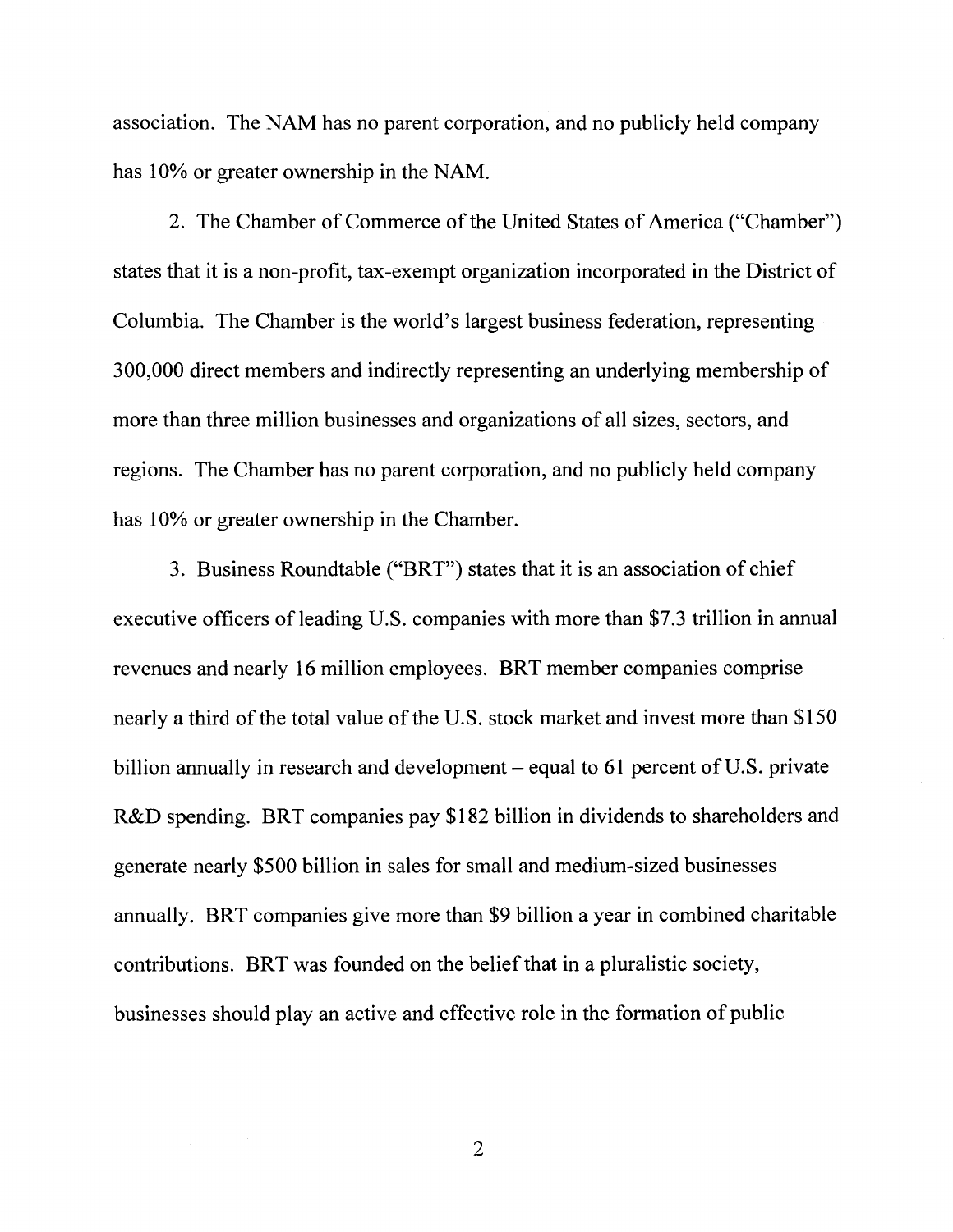association. The NAM has no parent corporation, and no publicly held company has 10% or greater ownership in the NAM.

2. The Chamber of Commerce of the United States of America ("Chamber") states that it is a non-profit, tax-exempt organization incorporated in the District of Columbia. The Chamber is the world's largest business federation, representing 300,000 direct members and indirectly representing an underlying membership of more than three million businesses and organizations of all sizes, sectors, and regions. The Chamber has no parent corporation, and no publicly held company has 10% or greater ownership in the Chamber.

3. Business Roundtable ("BRT") states that it is an association of chief executive officers of leading U.S. companies with more than $7.3 trillion in annual revenues and nearly 16 million employees. BRT member companies comprise nearly a third of the total value of the U.S. stock market and invest more than $150 billion annually in research and development – equal to 61 percent of U.S. private R&D spending. BRT companies pay $182 billion in dividends to shareholders and generate nearly $500 billion in sales for small and medium-sized businesses annually. BRT companies give more than $9 billion a year in combined charitable contributions. BRT was founded on the belief that in a pluralistic society, businesses should play an active and effective role in the formation of public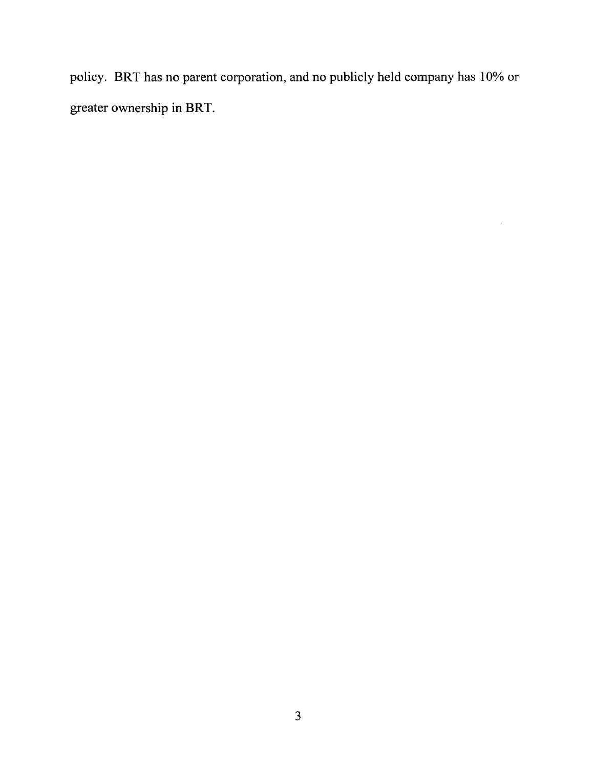policy. BRT has no parent corporation, and no publicly held company has 10% or greater ownership in BRT.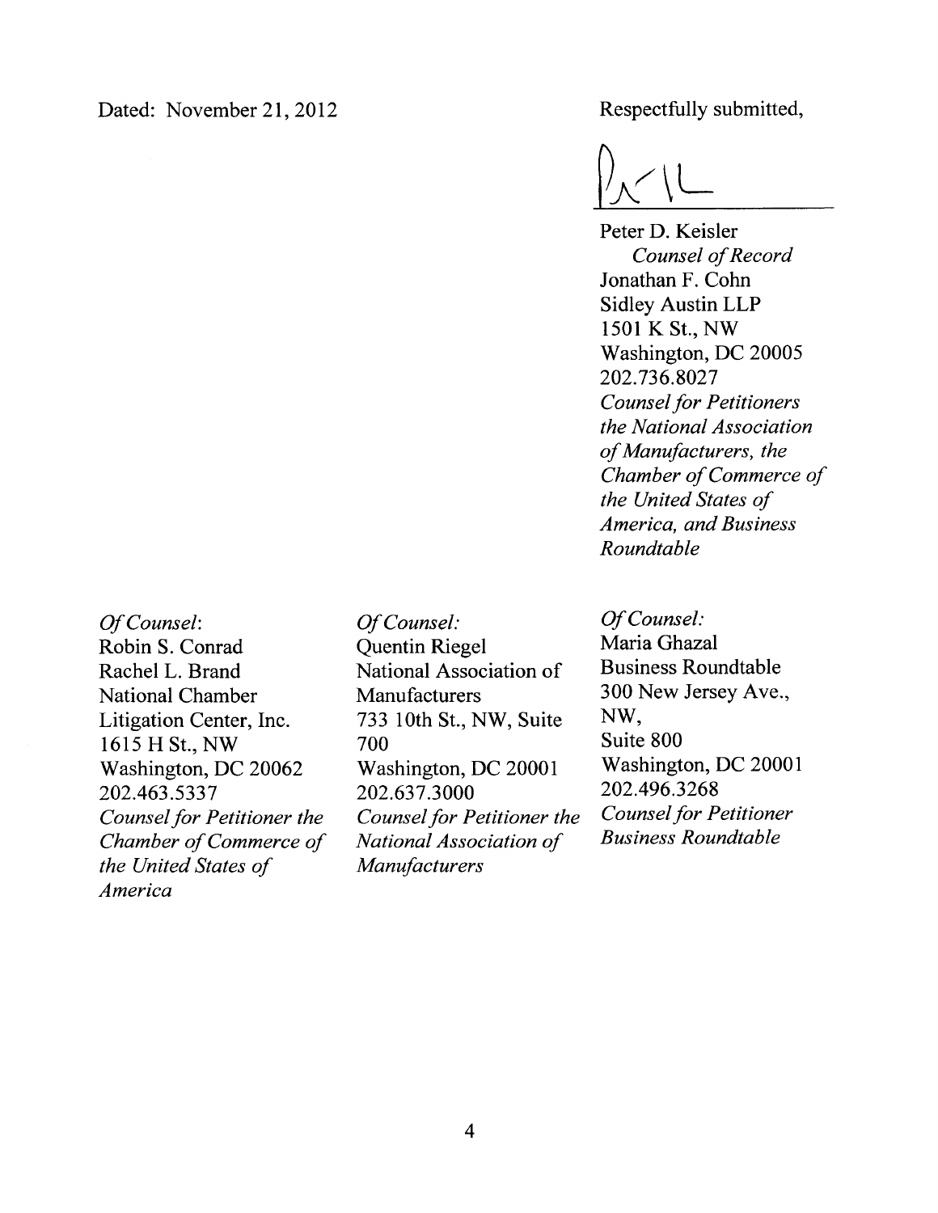Dated: November 21, 2012

Respectfully submitted,

Peter D. Keisler
*Counsel of Record*
Jonathan F. Cohn
Sidley Austin LLP
1501 K St., NW
Washington, DC 20005
202.736.8027
*Counsel for Petitioners the National Association of Manufacturers, the Chamber of Commerce of the United States of America, and Business Roundtable*

*Of Counsel*:
Robin S. Conrad
Rachel L. Brand
National Chamber Litigation Center, Inc.
1615 H St., NW
Washington, DC 20062
202.463.5337
*Counsel for Petitioner the Chamber of Commerce of the United States of America*

*Of Counsel:*
Quentin Riegel
National Association of Manufacturers
733 10th St., NW, Suite 700
Washington, DC 20001
202.637.3000
*Counsel for Petitioner the National Association of Manufacturers*

*Of Counsel:*
Maria Ghazal
Business Roundtable
300 New Jersey Ave., NW,
Suite 800
Washington, DC 20001
202.496.3268
*Counsel for Petitioner Business Roundtable*